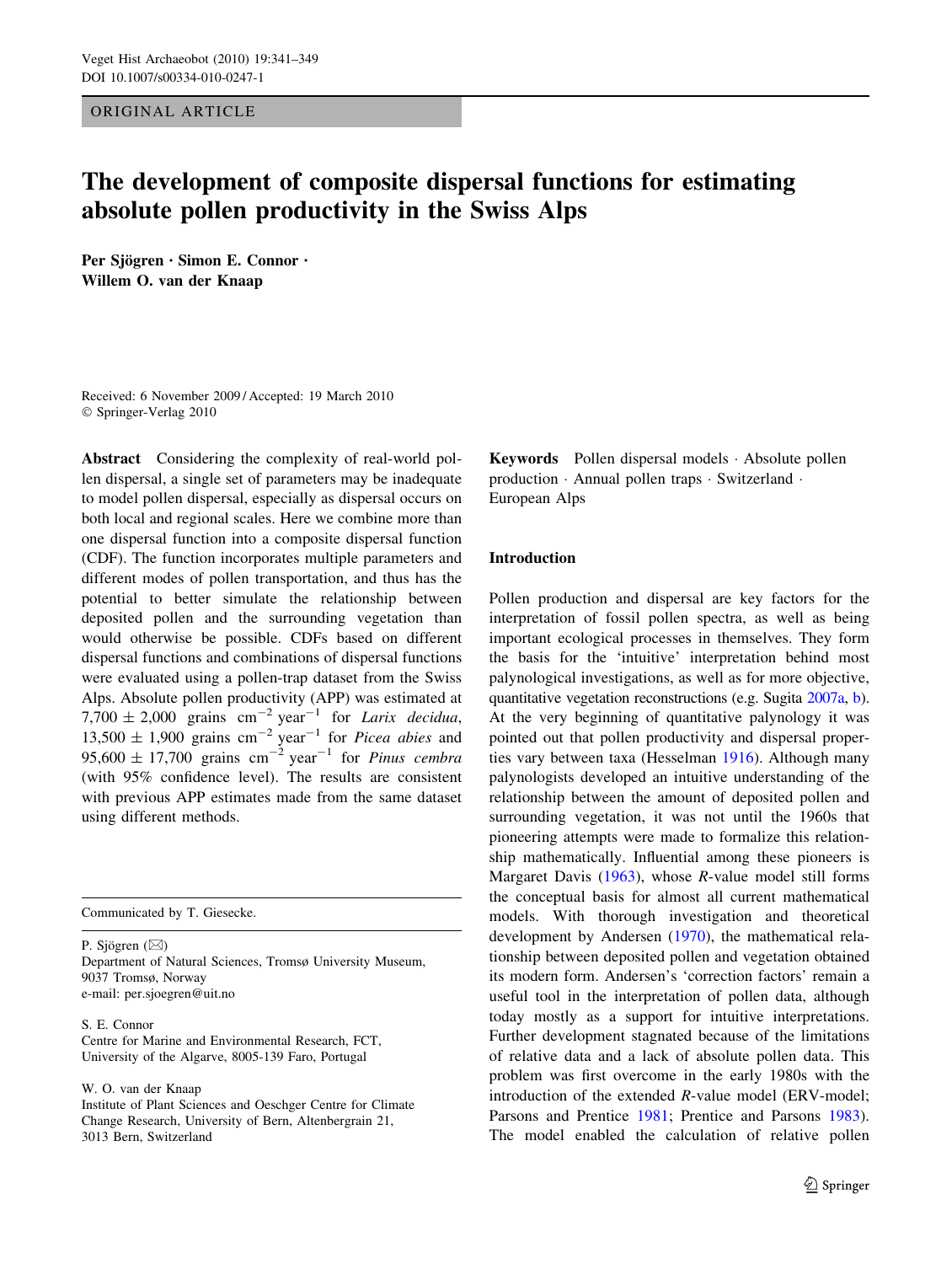ORIGINAL ARTICLE

# The development of composite dispersal functions for estimating absolute pollen productivity in the Swiss Alps

**Per Sjögren · Simon E. Connor · Willem O. van der Knaap**

Received: 6 November 2009 / Accepted: 19 March 2010
© Springer-Verlag 2010

**Abstract** Considering the complexity of real-world pollen dispersal, a single set of parameters may be inadequate to model pollen dispersal, especially as dispersal occurs on both local and regional scales. Here we combine more than one dispersal function into a composite dispersal function (CDF). The function incorporates multiple parameters and different modes of pollen transportation, and thus has the potential to better simulate the relationship between deposited pollen and the surrounding vegetation than would otherwise be possible. CDFs based on different dispersal functions and combinations of dispersal functions were evaluated using a pollen-trap dataset from the Swiss Alps. Absolute pollen productivity (APP) was estimated at 7,700 ± 2,000 grains $cm^{-2}$ $year^{-1}$ for *Larix decidua*, 13,500 ± 1,900 grains $cm^{-2}$ $year^{-1}$ for *Picea abies* and 95,600 ± 17,700 grains $cm^{-2}$ $year^{-1}$ for *Pinus cembra* (with 95% confidence level). The results are consistent with previous APP estimates made from the same dataset using different methods.

**Keywords** Pollen dispersal models · Absolute pollen production · Annual pollen traps · Switzerland · European Alps

Communicated by T. Giesecke.

P. Sjögren (✉)
Department of Natural Sciences, Tromsø University Museum, 9037 Tromsø, Norway
e-mail: per.sjoegren@uit.no

S. E. Connor
Centre for Marine and Environmental Research, FCT, University of the Algarve, 8005-139 Faro, Portugal

W. O. van der Knaap
Institute of Plant Sciences and Oeschger Centre for Climate Change Research, University of Bern, Altenbergrain 21, 3013 Bern, Switzerland

## Introduction

Pollen production and dispersal are key factors for the interpretation of fossil pollen spectra, as well as being important ecological processes in themselves. They form the basis for the 'intuitive' interpretation behind most palynological investigations, as well as for more objective, quantitative vegetation reconstructions (e.g. Sugita 2007a, b). At the very beginning of quantitative palynology it was pointed out that pollen productivity and dispersal properties vary between taxa (Hesselman 1916). Although many palynologists developed an intuitive understanding of the relationship between the amount of deposited pollen and surrounding vegetation, it was not until the 1960s that pioneering attempts were made to formalize this relationship mathematically. Influential among these pioneers is Margaret Davis (1963), whose *R*-value model still forms the conceptual basis for almost all current mathematical models. With thorough investigation and theoretical development by Andersen (1970), the mathematical relationship between deposited pollen and vegetation obtained its modern form. Andersen's 'correction factors' remain a useful tool in the interpretation of pollen data, although today mostly as a support for intuitive interpretations. Further development stagnated because of the limitations of relative data and a lack of absolute pollen data. This problem was first overcome in the early 1980s with the introduction of the extended *R*-value model (ERV-model; Parsons and Prentice 1981; Prentice and Parsons 1983). The model enabled the calculation of relative pollen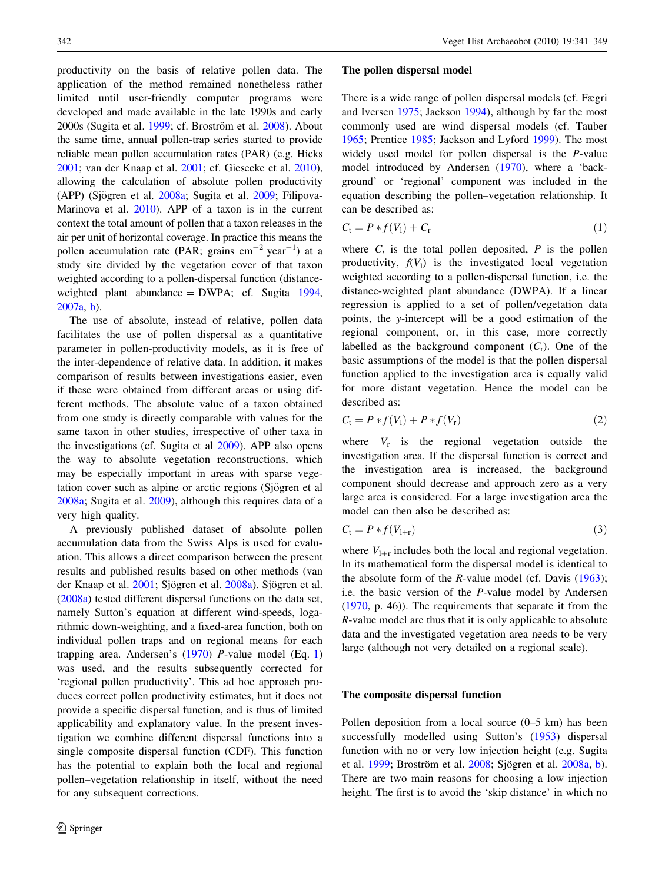productivity on the basis of relative pollen data. The application of the method remained nonetheless rather limited until user-friendly computer programs were developed and made available in the late 1990s and early 2000s (Sugita et al. 1999; cf. Broström et al. 2008). About the same time, annual pollen-trap series started to provide reliable mean pollen accumulation rates (PAR) (e.g. Hicks 2001; van der Knaap et al. 2001; cf. Giesecke et al. 2010), allowing the calculation of absolute pollen productivity (APP) (Sjögren et al. 2008a; Sugita et al. 2009; Filipova-Marinova et al. 2010). APP of a taxon is in the current context the total amount of pollen that a taxon releases in the air per unit of horizontal coverage. In practice this means the pollen accumulation rate (PAR; grains $cm^{-2}$ $year^{-1}$) at a study site divided by the vegetation cover of that taxon weighted according to a pollen-dispersal function (distance-weighted plant abundance = DWPA; cf. Sugita 1994, 2007a, b).

The use of absolute, instead of relative, pollen data facilitates the use of pollen dispersal as a quantitative parameter in pollen-productivity models, as it is free of the inter-dependence of relative data. In addition, it makes comparison of results between investigations easier, even if these were obtained from different areas or using different methods. The absolute value of a taxon obtained from one study is directly comparable with values for the same taxon in other studies, irrespective of other taxa in the investigations (cf. Sugita et al 2009). APP also opens the way to absolute vegetation reconstructions, which may be especially important in areas with sparse vegetation cover such as alpine or arctic regions (Sjögren et al 2008a; Sugita et al. 2009), although this requires data of a very high quality.

A previously published dataset of absolute pollen accumulation data from the Swiss Alps is used for evaluation. This allows a direct comparison between the present results and published results based on other methods (van der Knaap et al. 2001; Sjögren et al. 2008a). Sjögren et al. (2008a) tested different dispersal functions on the data set, namely Sutton's equation at different wind-speeds, logarithmic down-weighting, and a fixed-area function, both on individual pollen traps and on regional means for each trapping area. Andersen's (1970) *P*-value model (Eq. 1) was used, and the results subsequently corrected for 'regional pollen productivity'. This ad hoc approach produces correct pollen productivity estimates, but it does not provide a specific dispersal function, and is thus of limited applicability and explanatory value. In the present investigation we combine different dispersal functions into a single composite dispersal function (CDF). This function has the potential to explain both the local and regional pollen–vegetation relationship in itself, without the need for any subsequent corrections.

## The pollen dispersal model

There is a wide range of pollen dispersal models (cf. Fægri and Iversen 1975; Jackson 1994), although by far the most commonly used are wind dispersal models (cf. Tauber 1965; Prentice 1985; Jackson and Lyford 1999). The most widely used model for pollen dispersal is the *P*-value model introduced by Andersen (1970), where a 'background' or 'regional' component was included in the equation describing the pollen–vegetation relationship. It can be described as:

$$C_t = P * f(V_l) + C_r \tag{1}$$

where $C_t$ is the total pollen deposited, $P$ is the pollen productivity, $f(V_l)$ is the investigated local vegetation weighted according to a pollen-dispersal function, i.e. the distance-weighted plant abundance (DWPA). If a linear regression is applied to a set of pollen/vegetation data points, the *y*-intercept will be a good estimation of the regional component, or, in this case, more correctly labelled as the background component ($C_r$). One of the basic assumptions of the model is that the pollen dispersal function applied to the investigation area is equally valid for more distant vegetation. Hence the model can be described as:

$$C_t = P * f(V_l) + P * f(V_r) \tag{2}$$

where $V_r$ is the regional vegetation outside the investigation area. If the dispersal function is correct and the investigation area is increased, the background component should decrease and approach zero as a very large area is considered. For a large investigation area the model can then also be described as:

$$C_t = P * f(V_{l+r}) \tag{3}$$

where $V_{l+r}$ includes both the local and regional vegetation. In its mathematical form the dispersal model is identical to the absolute form of the *R*-value model (cf. Davis (1963); i.e. the basic version of the *P*-value model by Andersen (1970, p. 46)). The requirements that separate it from the *R*-value model are thus that it is only applicable to absolute data and the investigated vegetation area needs to be very large (although not very detailed on a regional scale).

## The composite dispersal function

Pollen deposition from a local source (0–5 km) has been successfully modelled using Sutton's (1953) dispersal function with no or very low injection height (e.g. Sugita et al. 1999; Broström et al. 2008; Sjögren et al. 2008a, b). There are two main reasons for choosing a low injection height. The first is to avoid the 'skip distance' in which no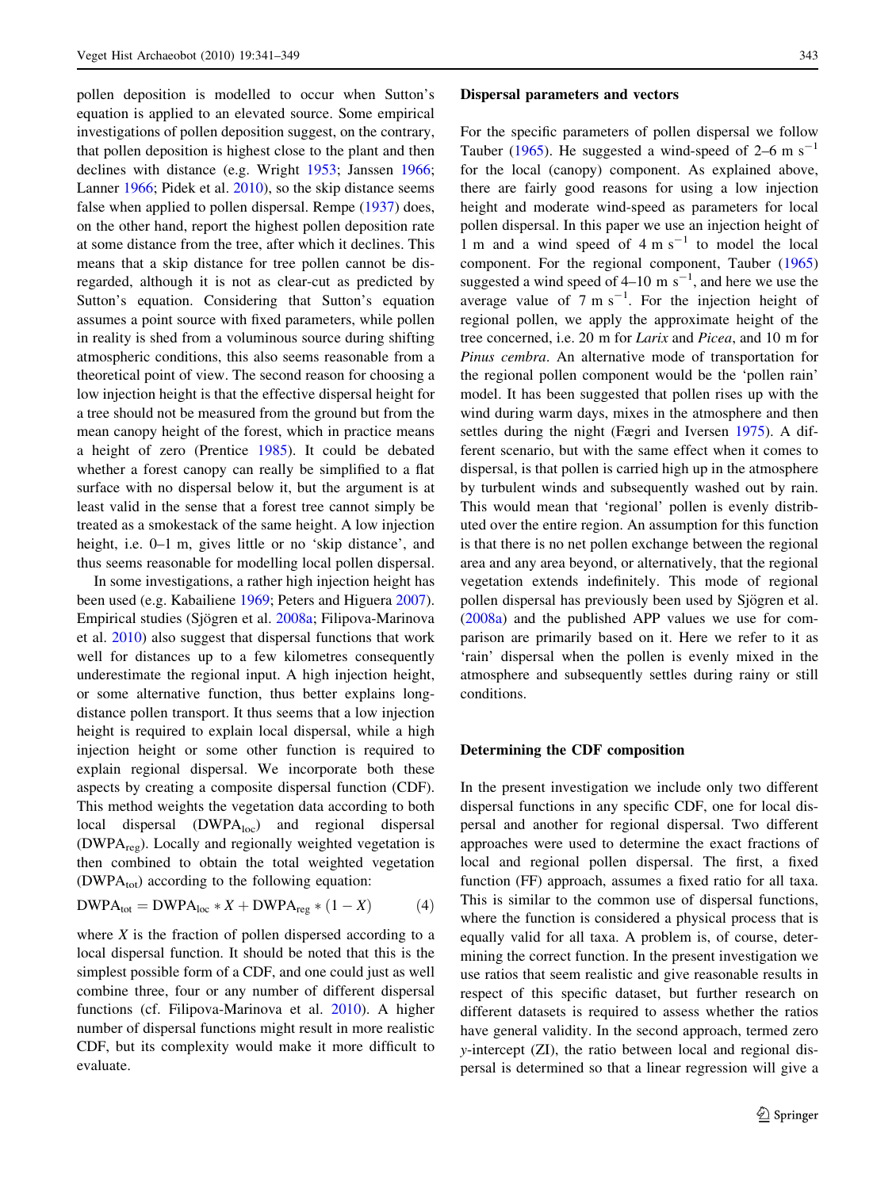pollen deposition is modelled to occur when Sutton's equation is applied to an elevated source. Some empirical investigations of pollen deposition suggest, on the contrary, that pollen deposition is highest close to the plant and then declines with distance (e.g. Wright 1953; Janssen 1966; Lanner 1966; Pidek et al. 2010), so the skip distance seems false when applied to pollen dispersal. Rempe (1937) does, on the other hand, report the highest pollen deposition rate at some distance from the tree, after which it declines. This means that a skip distance for tree pollen cannot be disregarded, although it is not as clear-cut as predicted by Sutton's equation. Considering that Sutton's equation assumes a point source with fixed parameters, while pollen in reality is shed from a voluminous source during shifting atmospheric conditions, this also seems reasonable from a theoretical point of view. The second reason for choosing a low injection height is that the effective dispersal height for a tree should not be measured from the ground but from the mean canopy height of the forest, which in practice means a height of zero (Prentice 1985). It could be debated whether a forest canopy can really be simplified to a flat surface with no dispersal below it, but the argument is at least valid in the sense that a forest tree cannot simply be treated as a smokestack of the same height. A low injection height, i.e. 0–1 m, gives little or no 'skip distance', and thus seems reasonable for modelling local pollen dispersal.

In some investigations, a rather high injection height has been used (e.g. Kabailiene 1969; Peters and Higuera 2007). Empirical studies (Sjögren et al. 2008a; Filipova-Marinova et al. 2010) also suggest that dispersal functions that work well for distances up to a few kilometres consequently underestimate the regional input. A high injection height, or some alternative function, thus better explains long-distance pollen transport. It thus seems that a low injection height is required to explain local dispersal, while a high injection height or some other function is required to explain regional dispersal. We incorporate both these aspects by creating a composite dispersal function (CDF). This method weights the vegetation data according to both local dispersal ($DWPA_{loc}$) and regional dispersal ($DWPA_{reg}$). Locally and regionally weighted vegetation is then combined to obtain the total weighted vegetation ($DWPA_{tot}$) according to the following equation:

$$DWPA_{tot} = DWPA_{loc} * X + DWPA_{reg} * (1 - X) \quad (4)$$

where $X$ is the fraction of pollen dispersed according to a local dispersal function. It should be noted that this is the simplest possible form of a CDF, and one could just as well combine three, four or any number of different dispersal functions (cf. Filipova-Marinova et al. 2010). A higher number of dispersal functions might result in more realistic CDF, but its complexity would make it more difficult to evaluate.

## Dispersal parameters and vectors

For the specific parameters of pollen dispersal we follow Tauber (1965). He suggested a wind-speed of 2–6 m $s^{-1}$ for the local (canopy) component. As explained above, there are fairly good reasons for using a low injection height and moderate wind-speed as parameters for local pollen dispersal. In this paper we use an injection height of 1 m and a wind speed of 4 m $s^{-1}$ to model the local component. For the regional component, Tauber (1965) suggested a wind speed of 4–10 m $s^{-1}$, and here we use the average value of 7 m $s^{-1}$. For the injection height of regional pollen, we apply the approximate height of the tree concerned, i.e. 20 m for *Larix* and *Picea*, and 10 m for *Pinus cembra*. An alternative mode of transportation for the regional pollen component would be the 'pollen rain' model. It has been suggested that pollen rises up with the wind during warm days, mixes in the atmosphere and then settles during the night (Fægri and Iversen 1975). A different scenario, but with the same effect when it comes to dispersal, is that pollen is carried high up in the atmosphere by turbulent winds and subsequently washed out by rain. This would mean that 'regional' pollen is evenly distributed over the entire region. An assumption for this function is that there is no net pollen exchange between the regional area and any area beyond, or alternatively, that the regional vegetation extends indefinitely. This mode of regional pollen dispersal has previously been used by Sjögren et al. (2008a) and the published APP values we use for comparison are primarily based on it. Here we refer to it as 'rain' dispersal when the pollen is evenly mixed in the atmosphere and subsequently settles during rainy or still conditions.

## Determining the CDF composition

In the present investigation we include only two different dispersal functions in any specific CDF, one for local dispersal and another for regional dispersal. Two different approaches were used to determine the exact fractions of local and regional pollen dispersal. The first, a fixed function (FF) approach, assumes a fixed ratio for all taxa. This is similar to the common use of dispersal functions, where the function is considered a physical process that is equally valid for all taxa. A problem is, of course, determining the correct function. In the present investigation we use ratios that seem realistic and give reasonable results in respect of this specific dataset, but further research on different datasets is required to assess whether the ratios have general validity. In the second approach, termed zero *y*-intercept (ZI), the ratio between local and regional dispersal is determined so that a linear regression will give a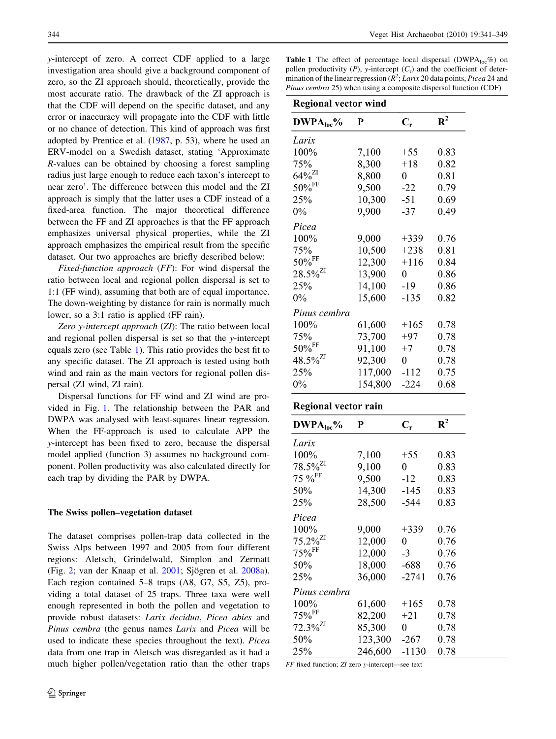$y$-intercept of zero. A correct CDF applied to a large investigation area should give a background component of zero, so the ZI approach should, theoretically, provide the most accurate ratio. The drawback of the ZI approach is that the CDF will depend on the specific dataset, and any error or inaccuracy will propagate into the CDF with little or no chance of detection. This kind of approach was first adopted by Prentice et al. (1987, p. 53), where he used an ERV-model on a Swedish dataset, stating 'Approximate $R$-values can be obtained by choosing a forest sampling radius just large enough to reduce each taxon's intercept to near zero'. The difference between this model and the ZI approach is simply that the latter uses a CDF instead of a fixed-area function. The major theoretical difference between the FF and ZI approaches is that the FF approach emphasizes universal physical properties, while the ZI approach emphasizes the empirical result from the specific dataset. Our two approaches are briefly described below:

*Fixed-function approach* (*FF*): For wind dispersal the ratio between local and regional pollen dispersal is set to 1:1 (FF wind), assuming that both are of equal importance. The down-weighting by distance for rain is normally much lower, so a 3:1 ratio is applied (FF rain).

*Zero y-intercept approach* (*ZI*): The ratio between local and regional pollen dispersal is set so that the $y$-intercept equals zero (see Table 1). This ratio provides the best fit to any specific dataset. The ZI approach is tested using both wind and rain as the main vectors for regional pollen dispersal (ZI wind, ZI rain).

Dispersal functions for FF wind and ZI wind are provided in Fig. 1. The relationship between the PAR and DWPA was analysed with least-squares linear regression. When the FF-approach is used to calculate APP the $y$-intercept has been fixed to zero, because the dispersal model applied (function 3) assumes no background component. Pollen productivity was also calculated directly for each trap by dividing the PAR by DWPA.

### The Swiss pollen–vegetation dataset

The dataset comprises pollen-trap data collected in the Swiss Alps between 1997 and 2005 from four different regions: Aletsch, Grindelwald, Simplon and Zermatt (Fig. 2; van der Knaap et al. 2001; Sjögren et al. 2008a). Each region contained 5–8 traps (A8, G7, S5, Z5), providing a total dataset of 25 traps. Three taxa were well enough represented in both the pollen and vegetation to provide robust datasets: *Larix decidua*, *Picea abies* and *Pinus cembra* (the genus names *Larix* and *Picea* will be used to indicate these species throughout the text). *Picea* data from one trap in Aletsch was disregarded as it had a much higher pollen/vegetation ratio than the other traps

**Table 1** The effect of percentage local dispersal ($DWPA_{loc}$%) on pollen productivity ($P$), $y$-intercept ($C_r$) and the coefficient of determination of the linear regression ($R^2$; *Larix* 20 data points, *Picea* 24 and *Pinus cembra* 25) when using a composite dispersal function (CDF)

| $DWPA_{loc}$% | P | $C_r$ | $R^2$ |
|---|---|---|---|
| **Regional vector wind** | | | |
| *Larix* | | | |
| 100% | 7,100 | +55 | 0.83 |
| 75% | 8,300 | +18 | 0.82 |
| 64%$^{ZI}$ | 8,800 | 0 | 0.81 |
| 50%$^{FF}$ | 9,500 | -22 | 0.79 |
| 25% | 10,300 | -51 | 0.69 |
| 0% | 9,900 | -37 | 0.49 |
| *Picea* | | | |
| 100% | 9,000 | +339 | 0.76 |
| 75% | 10,500 | +238 | 0.81 |
| 50%$^{FF}$ | 12,300 | +116 | 0.84 |
| 28.5%$^{ZI}$ | 13,900 | 0 | 0.86 |
| 25% | 14,100 | -19 | 0.86 |
| 0% | 15,600 | -135 | 0.82 |
| *Pinus cembra* | | | |
| 100% | 61,600 | +165 | 0.78 |
| 75% | 73,700 | +97 | 0.78 |
| 50%$^{FF}$ | 91,100 | +7 | 0.78 |
| 48.5%$^{ZI}$ | 92,300 | 0 | 0.78 |
| 25% | 117,000 | -112 | 0.75 |
| 0% | 154,800 | -224 | 0.68 |
| **Regional vector rain** | | | |
| *Larix* | | | |
| 100% | 7,100 | +55 | 0.83 |
| 78.5%$^{ZI}$ | 9,100 | 0 | 0.83 |
| 75 %$^{FF}$ | 9,500 | -12 | 0.83 |
| 50% | 14,300 | -145 | 0.83 |
| 25% | 28,500 | -544 | 0.83 |
| *Picea* | | | |
| 100% | 9,000 | +339 | 0.76 |
| 75.2%$^{ZI}$ | 12,000 | 0 | 0.76 |
| 75%$^{FF}$ | 12,000 | -3 | 0.76 |
| 50% | 18,000 | -688 | 0.76 |
| 25% | 36,000 | -2741 | 0.76 |
| *Pinus cembra* | | | |
| 100% | 61,600 | +165 | 0.78 |
| 75%$^{FF}$ | 82,200 | +21 | 0.78 |
| 72.3%$^{ZI}$ | 85,300 | 0 | 0.78 |
| 50% | 123,300 | -267 | 0.78 |
| 25% | 246,600 | -1130 | 0.78 |

*FF* fixed function; *ZI* zero $y$-intercept—see text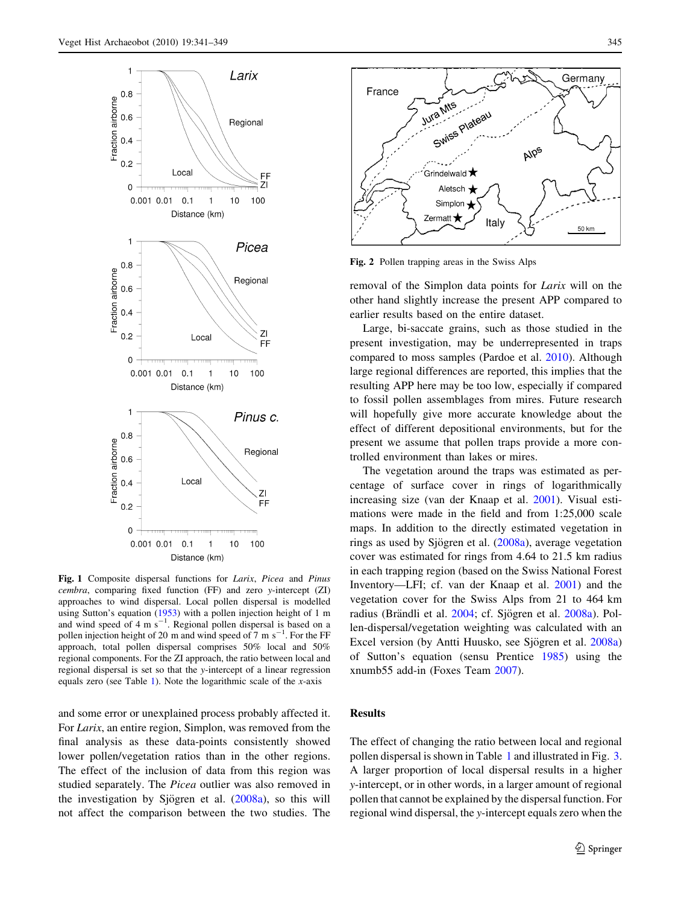Fig. 1 Composite dispersal functions for *Larix*, *Picea* and *Pinus cembra*, comparing fixed function (FF) and zero *y*-intercept (ZI) approaches to wind dispersal. Local pollen dispersal is modelled using Sutton's equation (1953) with a pollen injection height of 1 m and wind speed of 4 m s$^{-1}$. Regional pollen dispersal is based on a pollen injection height of 20 m and wind speed of 7 m s$^{-1}$. For the FF approach, total pollen dispersal comprises 50% local and 50% regional components. For the ZI approach, the ratio between local and regional dispersal is set so that the *y*-intercept of a linear regression equals zero (see Table 1). Note the logarithmic scale of the *x*-axis

and some error or unexplained process probably affected it. For *Larix*, an entire region, Simplon, was removed from the final analysis as these data-points consistently showed lower pollen/vegetation ratios than in the other regions. The effect of the inclusion of data from this region was studied separately. The *Picea* outlier was also removed in the investigation by Sjögren et al. (2008a), so this will not affect the comparison between the two studies. The removal of the Simplon data points for *Larix* will on the other hand slightly increase the present APP compared to earlier results based on the entire dataset.

Large, bi-saccate grains, such as those studied in the present investigation, may be underrepresented in traps compared to moss samples (Pardoe et al. 2010). Although large regional differences are reported, this implies that the resulting APP here may be too low, especially if compared to fossil pollen assemblages from mires. Future research will hopefully give more accurate knowledge about the effect of different depositional environments, but for the present we assume that pollen traps provide a more controlled environment than lakes or mires.

The vegetation around the traps was estimated as percentage of surface cover in rings of logarithmically increasing size (van der Knaap et al. 2001). Visual estimations were made in the field and from 1:25,000 scale maps. In addition to the directly estimated vegetation in rings as used by Sjögren et al. (2008a), average vegetation cover was estimated for rings from 4.64 to 21.5 km radius in each trapping region (based on the Swiss National Forest Inventory—LFI; cf. van der Knaap et al. 2001) and the vegetation cover for the Swiss Alps from 21 to 464 km radius (Brändli et al. 2004; cf. Sjögren et al. 2008a). Pollen-dispersal/vegetation weighting was calculated with an Excel version (by Antti Huusko, see Sjögren et al. 2008a) of Sutton's equation (sensu Prentice 1985) using the xnumb55 add-in (Foxes Team 2007).

Fig. 2 Pollen trapping areas in the Swiss Alps

## Results

The effect of changing the ratio between local and regional pollen dispersal is shown in Table 1 and illustrated in Fig. 3. A larger proportion of local dispersal results in a higher *y*-intercept, or in other words, in a larger amount of regional pollen that cannot be explained by the dispersal function. For regional wind dispersal, the *y*-intercept equals zero when the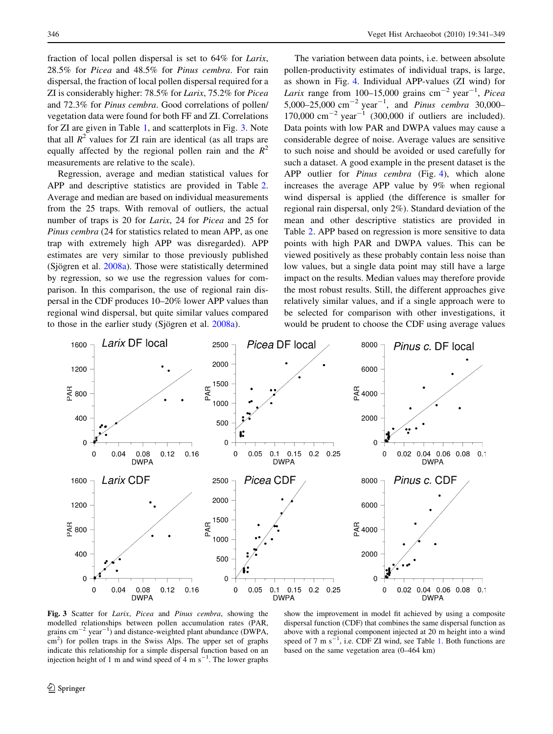fraction of local pollen dispersal is set to 64% for *Larix*, 28.5% for *Picea* and 48.5% for *Pinus cembra*. For rain dispersal, the fraction of local pollen dispersal required for a ZI is considerably higher: 78.5% for *Larix*, 75.2% for *Picea* and 72.3% for *Pinus cembra*. Good correlations of pollen/vegetation data were found for both FF and ZI. Correlations for ZI are given in Table 1, and scatterplots in Fig. 3. Note that all $R^2$ values for ZI rain are identical (as all traps are equally affected by the regional pollen rain and the $R^2$ measurements are relative to the scale).

Regression, average and median statistical values for APP and descriptive statistics are provided in Table 2. Average and median are based on individual measurements from the 25 traps. With removal of outliers, the actual number of traps is 20 for *Larix*, 24 for *Picea* and 25 for *Pinus cembra* (24 for statistics related to mean APP, as one trap with extremely high APP was disregarded). APP estimates are very similar to those previously published (Sjögren et al. 2008a). Those were statistically determined by regression, so we use the regression values for comparison. In this comparison, the use of regional rain dispersal in the CDF produces 10–20% lower APP values than regional wind dispersal, but quite similar values compared to those in the earlier study (Sjögren et al. 2008a).

The variation between data points, i.e. between absolute pollen-productivity estimates of individual traps, is large, as shown in Fig. 4. Individual APP-values (ZI wind) for *Larix* range from 100–15,000 grains $cm^{-2}$ $year^{-1}$, *Picea* 5,000–25,000 $cm^{-2}$ $year^{-1}$, and *Pinus cembra* 30,000–170,000 $cm^{-2}$ $year^{-1}$ (300,000 if outliers are included). Data points with low PAR and DWPA values may cause a considerable degree of noise. Average values are sensitive to such noise and should be avoided or used carefully for such a dataset. A good example in the present dataset is the APP outlier for *Pinus cembra* (Fig. 4), which alone increases the average APP value by 9% when regional wind dispersal is applied (the difference is smaller for regional rain dispersal, only 2%). Standard deviation of the mean and other descriptive statistics are provided in Table 2. APP based on regression is more sensitive to data points with high PAR and DWPA values. This can be viewed positively as these probably contain less noise than low values, but a single data point may still have a large impact on the results. Median values may therefore provide the most robust results. Still, the different approaches give relatively similar values, and if a single approach were to be selected for comparison with other investigations, it would be prudent to choose the CDF using average values

**Fig. 3** Scatter for *Larix*, *Picea* and *Pinus cembra*, showing the modelled relationships between pollen accumulation rates (PAR, grains $cm^{-2}$ $year^{-1}$) and distance-weighted plant abundance (DWPA, $cm^2$) for pollen traps in the Swiss Alps. The upper set of graphs indicate this relationship for a simple dispersal function based on an injection height of 1 m and wind speed of 4 m $s^{-1}$. The lower graphs show the improvement in model fit achieved by using a composite dispersal function (CDF) that combines the same dispersal function as above with a regional component injected at 20 m height into a wind speed of 7 m $s^{-1}$, i.e. CDF ZI wind, see Table 1. Both functions are based on the same vegetation area (0–464 km)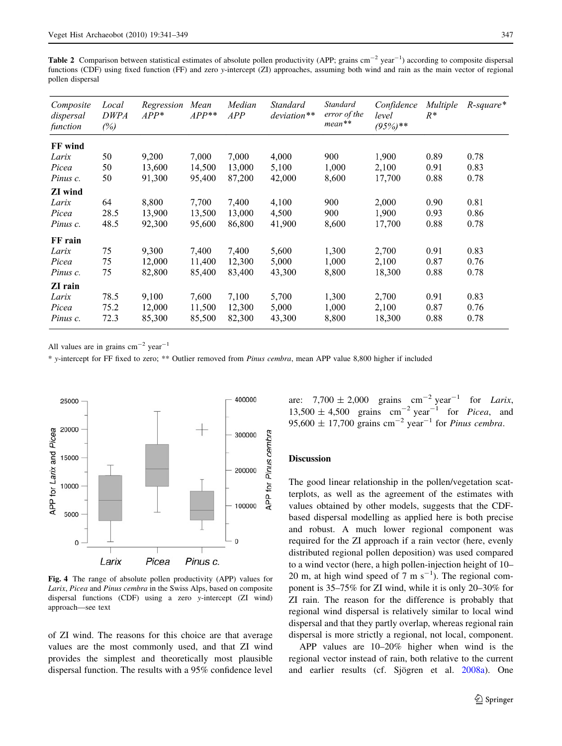**Table 2** Comparison between statistical estimates of absolute pollen productivity (APP; grains cm$^{-2}$ year$^{-1}$) according to composite dispersal functions (CDF) using fixed function (FF) and zero *y*-intercept (ZI) approaches, assuming both wind and rain as the main vector of regional pollen dispersal

| *Composite dispersal function* | *Local DWPA (%)* | *Regression APP** | *Mean APP*** | *Median APP* | *Standard deviation*** | *Standard error of the mean*** | *Confidence level (95%)*** | *Multiple R** | *R-square** |
|---|---|---|---|---|---|---|---|---|---|
| **FF wind** | | | | | | | | | |
| *Larix* | 50 | 9,200 | 7,000 | 7,000 | 4,000 | 900 | 1,900 | 0.89 | 0.78 |
| *Picea* | 50 | 13,600 | 14,500 | 13,000 | 5,100 | 1,000 | 2,100 | 0.91 | 0.83 |
| *Pinus c.* | 50 | 91,300 | 95,400 | 87,200 | 42,000 | 8,600 | 17,700 | 0.88 | 0.78 |
| **ZI wind** | | | | | | | | | |
| *Larix* | 64 | 8,800 | 7,700 | 7,400 | 4,100 | 900 | 2,000 | 0.90 | 0.81 |
| *Picea* | 28.5 | 13,900 | 13,500 | 13,000 | 4,500 | 900 | 1,900 | 0.93 | 0.86 |
| *Pinus c.* | 48.5 | 92,300 | 95,600 | 86,800 | 41,900 | 8,600 | 17,700 | 0.88 | 0.78 |
| **FF rain** | | | | | | | | | |
| *Larix* | 75 | 9,300 | 7,400 | 7,400 | 5,600 | 1,300 | 2,700 | 0.91 | 0.83 |
| *Picea* | 75 | 12,000 | 11,400 | 12,300 | 5,000 | 1,000 | 2,100 | 0.87 | 0.76 |
| *Pinus c.* | 75 | 82,800 | 85,400 | 83,400 | 43,300 | 8,800 | 18,300 | 0.88 | 0.78 |
| **ZI rain** | | | | | | | | | |
| *Larix* | 78.5 | 9,100 | 7,600 | 7,100 | 5,700 | 1,300 | 2,700 | 0.91 | 0.83 |
| *Picea* | 75.2 | 12,000 | 11,500 | 12,300 | 5,000 | 1,000 | 2,100 | 0.87 | 0.76 |
| *Pinus c.* | 72.3 | 85,300 | 85,500 | 82,300 | 43,300 | 8,800 | 18,300 | 0.88 | 0.78 |

All values are in grains cm$^{-2}$ year$^{-1}$

\* *y*-intercept for FF fixed to zero; ** Outlier removed from *Pinus cembra*, mean APP value 8,800 higher if included

**Fig. 4** The range of absolute pollen productivity (APP) values for *Larix*, *Picea* and *Pinus cembra* in the Swiss Alps, based on composite dispersal functions (CDF) using a zero *y*-intercept (ZI wind) approach—see text

of ZI wind. The reasons for this choice are that average values are the most commonly used, and that ZI wind provides the simplest and theoretically most plausible dispersal function. The results with a 95% confidence level are: 7,700 ± 2,000 grains cm$^{-2}$ year$^{-1}$ for *Larix*, 13,500 ± 4,500 grains cm$^{-2}$ year$^{-1}$ for *Picea*, and 95,600 ± 17,700 grains cm$^{-2}$ year$^{-1}$ for *Pinus cembra*.

## Discussion

The good linear relationship in the pollen/vegetation scatterplots, as well as the agreement of the estimates with values obtained by other models, suggests that the CDF-based dispersal modelling as applied here is both precise and robust. A much lower regional component was required for the ZI approach if a rain vector (here, evenly distributed regional pollen deposition) was used compared to a wind vector (here, a high pollen-injection height of 10–20 m, at high wind speed of 7 m s$^{-1}$). The regional component is 35–75% for ZI wind, while it is only 20–30% for ZI rain. The reason for the difference is probably that regional wind dispersal is relatively similar to local wind dispersal and that they partly overlap, whereas regional rain dispersal is more strictly a regional, not local, component.

APP values are 10–20% higher when wind is the regional vector instead of rain, both relative to the current and earlier results (cf. Sjögren et al. 2008a). One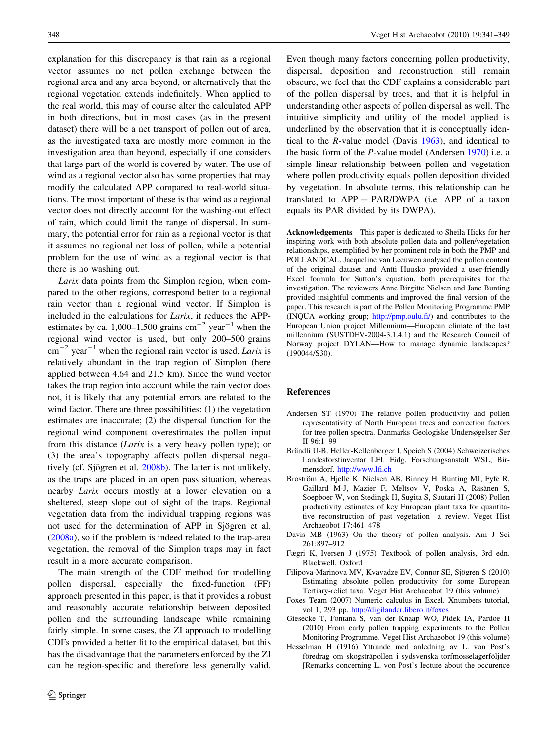explanation for this discrepancy is that rain as a regional vector assumes no net pollen exchange between the regional area and any area beyond, or alternatively that the regional vegetation extends indefinitely. When applied to the real world, this may of course alter the calculated APP in both directions, but in most cases (as in the present dataset) there will be a net transport of pollen out of area, as the investigated taxa are mostly more common in the investigation area than beyond, especially if one considers that large part of the world is covered by water. The use of wind as a regional vector also has some properties that may modify the calculated APP compared to real-world situations. The most important of these is that wind as a regional vector does not directly account for the washing-out effect of rain, which could limit the range of dispersal. In summary, the potential error for rain as a regional vector is that it assumes no regional net loss of pollen, while a potential problem for the use of wind as a regional vector is that there is no washing out.

*Larix* data points from the Simplon region, when compared to the other regions, correspond better to a regional rain vector than a regional wind vector. If Simplon is included in the calculations for *Larix*, it reduces the APP-estimates by ca. 1,000–1,500 grains $cm^{-2}$ $year^{-1}$ when the regional wind vector is used, but only 200–500 grains $cm^{-2}$ $year^{-1}$ when the regional rain vector is used. *Larix* is relatively abundant in the trap region of Simplon (here applied between 4.64 and 21.5 km). Since the wind vector takes the trap region into account while the rain vector does not, it is likely that any potential errors are related to the wind factor. There are three possibilities: (1) the vegetation estimates are inaccurate; (2) the dispersal function for the regional wind component overestimates the pollen input from this distance (*Larix* is a very heavy pollen type); or (3) the area's topography affects pollen dispersal negatively (cf. Sjögren et al. 2008b). The latter is not unlikely, as the traps are placed in an open pass situation, whereas nearby *Larix* occurs mostly at a lower elevation on a sheltered, steep slope out of sight of the traps. Regional vegetation data from the individual trapping regions was not used for the determination of APP in Sjögren et al. (2008a), so if the problem is indeed related to the trap-area vegetation, the removal of the Simplon traps may in fact result in a more accurate comparison.

The main strength of the CDF method for modelling pollen dispersal, especially the fixed-function (FF) approach presented in this paper, is that it provides a robust and reasonably accurate relationship between deposited pollen and the surrounding landscape while remaining fairly simple. In some cases, the ZI approach to modelling CDFs provided a better fit to the empirical dataset, but this has the disadvantage that the parameters enforced by the ZI can be region-specific and therefore less generally valid. Even though many factors concerning pollen productivity, dispersal, deposition and reconstruction still remain obscure, we feel that the CDF explains a considerable part of the pollen dispersal by trees, and that it is helpful in understanding other aspects of pollen dispersal as well. The intuitive simplicity and utility of the model applied is underlined by the observation that it is conceptually identical to the *R*-value model (Davis 1963), and identical to the basic form of the *P*-value model (Andersen 1970) i.e. a simple linear relationship between pollen and vegetation where pollen productivity equals pollen deposition divided by vegetation. In absolute terms, this relationship can be translated to APP = PAR/DWPA (i.e. APP of a taxon equals its PAR divided by its DWPA).

**Acknowledgements** This paper is dedicated to Sheila Hicks for her inspiring work with both absolute pollen data and pollen/vegetation relationships, exemplified by her prominent role in both the PMP and POLLANDCAL. Jacqueline van Leeuwen analysed the pollen content of the original dataset and Antti Huusko provided a user-friendly Excel formula for Sutton's equation, both prerequisites for the investigation. The reviewers Anne Birgitte Nielsen and Jane Bunting provided insightful comments and improved the final version of the paper. This research is part of the Pollen Monitoring Programme PMP (INQUA working group; http://pmp.oulu.fi/) and contributes to the European Union project Millennium—European climate of the last millennium (SUSTDEV-2004-3.1.4.1) and the Research Council of Norway project DYLAN—How to manage dynamic landscapes? (190044/S30).

## References

- Andersen ST (1970) The relative pollen productivity and pollen representativity of North European trees and correction factors for tree pollen spectra. Danmarks Geologiske Undersøgelser Ser II 96:1–99
- Brändli U-B, Heller-Kellenberger I, Speich S (2004) Schweizerisches Landesforstinventar LFI. Eidg. Forschungsanstalt WSL, Birmensdorf. http://www.lfi.ch
- Broström A, Hjelle K, Nielsen AB, Binney H, Bunting MJ, Fyfe R, Gaillard M-J, Mazier F, Meltsov V, Poska A, Räsänen S, Soepboer W, von Stedingk H, Sugita S, Suutari H (2008) Pollen productivity estimates of key European plant taxa for quantitative reconstruction of past vegetation—a review. Veget Hist Archaeobot 17:461–478
- Davis MB (1963) On the theory of pollen analysis. Am J Sci 261:897–912
- Fægri K, Iversen J (1975) Textbook of pollen analysis, 3rd edn. Blackwell, Oxford
- Filipova-Marinova MV, Kvavadze EV, Connor SE, Sjögren S (2010) Estimating absolute pollen productivity for some European Tertiary-relict taxa. Veget Hist Archaeobot 19 (this volume)
- Foxes Team (2007) Numeric calculus in Excel. Xnumbers tutorial, vol 1, 293 pp. http://digilander.libero.it/foxes
- Giesecke T, Fontana S, van der Knaap WO, Pidek IA, Pardoe H (2010) From early pollen trapping experiments to the Pollen Monitoring Programme. Veget Hist Archaeobot 19 (this volume)
- Hesselman H (1916) Yttrande med anledning av L. von Post's föredrag om skogsträpollen i sydsvenska torfmosselagerföljder [Remarks concerning L. von Post's lecture about the occurence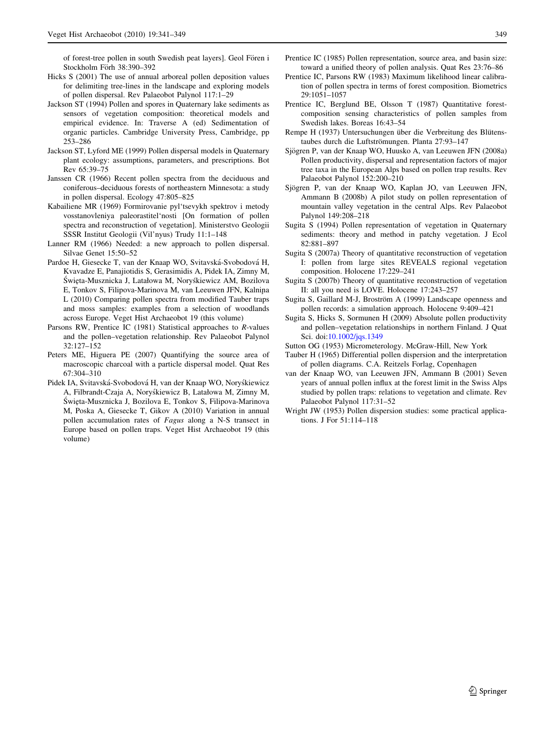of forest-tree pollen in south Swedish peat layers]. Geol Fören i Stockholm Förh 38:390–392

Hicks S (2001) The use of annual arboreal pollen deposition values for delimiting tree-lines in the landscape and exploring models of pollen dispersal. Rev Palaeobot Palynol 117:1–29

Jackson ST (1994) Pollen and spores in Quaternary lake sediments as sensors of vegetation composition: theoretical models and empirical evidence. In: Traverse A (ed) Sedimentation of organic particles. Cambridge University Press, Cambridge, pp 253–286

Jackson ST, Lyford ME (1999) Pollen dispersal models in Quaternary plant ecology: assumptions, parameters, and prescriptions. Bot Rev 65:39–75

Janssen CR (1966) Recent pollen spectra from the deciduous and coniferous–deciduous forests of northeastern Minnesota: a study in pollen dispersal. Ecology 47:805–825

Kabailiene MR (1969) Formirovanie pyl'tsevykh spektrov i metody vosstanovleniya paleorastitel'nosti [On formation of pollen spectra and reconstruction of vegetation]. Ministerstvo Geologii SSSR Institut Geologii (Vil'nyus) Trudy 11:1–148

Lanner RM (1966) Needed: a new approach to pollen dispersal. Silvae Genet 15:50–52

Pardoe H, Giesecke T, van der Knaap WO, Svitavská-Svobodová H, Kvavadze E, Panajiotidis S, Gerasimidis A, Pidek IA, Zimny M, Święta-Musznicka J, Latałowa M, Noryśkiewicz AM, Bozilova E, Tonkov S, Filipova-Marinova M, van Leeuwen JFN, Kalniņa L (2010) Comparing pollen spectra from modified Tauber traps and moss samples: examples from a selection of woodlands across Europe. Veget Hist Archaeobot 19 (this volume)

Parsons RW, Prentice IC (1981) Statistical approaches to *R*-values and the pollen–vegetation relationship. Rev Palaeobot Palynol 32:127–152

Peters ME, Higuera PE (2007) Quantifying the source area of macroscopic charcoal with a particle dispersal model. Quat Res 67:304–310

Pidek IA, Svitavská-Svobodová H, van der Knaap WO, Noryśkiewicz A, Filbrandt-Czaja A, Noryśkiewicz B, Latałowa M, Zimny M, Święta-Musznicka J, Bozilova E, Tonkov S, Filipova-Marinova M, Poska A, Giesecke T, Gikov A (2010) Variation in annual pollen accumulation rates of *Fagus* along a N-S transect in Europe based on pollen traps. Veget Hist Archaeobot 19 (this volume)

Prentice IC (1985) Pollen representation, source area, and basin size: toward a unified theory of pollen analysis. Quat Res 23:76–86

Prentice IC, Parsons RW (1983) Maximum likelihood linear calibration of pollen spectra in terms of forest composition. Biometrics 29:1051–1057

Prentice IC, Berglund BE, Olsson T (1987) Quantitative forest-composition sensing characteristics of pollen samples from Swedish lakes. Boreas 16:43–54

Rempe H (1937) Untersuchungen über die Verbreitung des Blütenstaubes durch die Luftströmungen. Planta 27:93–147

Sjögren P, van der Knaap WO, Huusko A, van Leeuwen JFN (2008a) Pollen productivity, dispersal and representation factors of major tree taxa in the European Alps based on pollen trap results. Rev Palaeobot Palynol 152:200–210

Sjögren P, van der Knaap WO, Kaplan JO, van Leeuwen JFN, Ammann B (2008b) A pilot study on pollen representation of mountain valley vegetation in the central Alps. Rev Palaeobot Palynol 149:208–218

Sugita S (1994) Pollen representation of vegetation in Quaternary sediments: theory and method in patchy vegetation. J Ecol 82:881–897

Sugita S (2007a) Theory of quantitative reconstruction of vegetation I: pollen from large sites REVEALS regional vegetation composition. Holocene 17:229–241

Sugita S (2007b) Theory of quantitative reconstruction of vegetation II: all you need is LOVE. Holocene 17:243–257

Sugita S, Gaillard M-J, Broström A (1999) Landscape openness and pollen records: a simulation approach. Holocene 9:409–421

Sugita S, Hicks S, Sormunen H (2009) Absolute pollen productivity and pollen–vegetation relationships in northern Finland. J Quat Sci. doi:10.1002/jqs.1349

Sutton OG (1953) Micrometerology. McGraw-Hill, New York

Tauber H (1965) Differential pollen dispersion and the interpretation of pollen diagrams. C.A. Reitzels Forlag, Copenhagen

van der Knaap WO, van Leeuwen JFN, Ammann B (2001) Seven years of annual pollen influx at the forest limit in the Swiss Alps studied by pollen traps: relations to vegetation and climate. Rev Palaeobot Palynol 117:31–52

Wright JW (1953) Pollen dispersion studies: some practical applications. J For 51:114–118